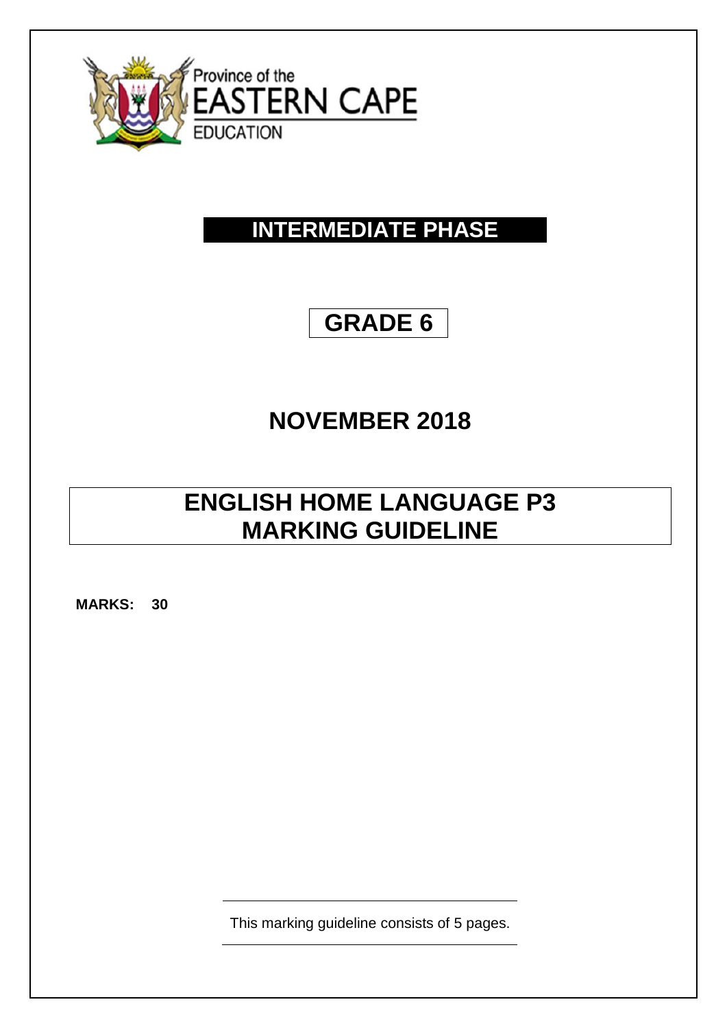Province of the
EASTERN CAPE
EDUCATION

# INTERMEDIATE PHASE

## GRADE 6

## NOVEMBER 2018

# ENGLISH HOME LANGUAGE P3
# MARKING GUIDELINE

**MARKS: 30**

This marking guideline consists of 5 pages.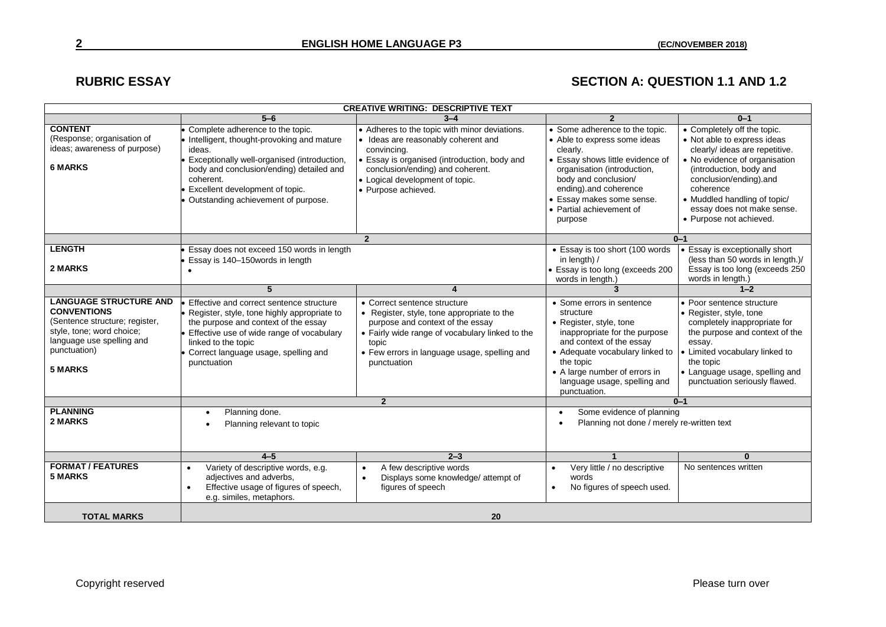## RUBRIC ESSAY

## SECTION A: QUESTION 1.1 AND 1.2

| CREATIVE WRITING: DESCRIPTIVE TEXT | | | | |
|---|---|---|---|---|
| | **5–6** | **3–4** | **2** | **0–1** |
| **CONTENT** (Response; organisation of ideas; awareness of purpose) **6 MARKS** | • Complete adherence to the topic. • Intelligent, thought-provoking and mature ideas. • Exceptionally well-organised (introduction, body and conclusion/ending) detailed and coherent. • Excellent development of topic. • Outstanding achievement of purpose. | • Adheres to the topic with minor deviations. • Ideas are reasonably coherent and convincing. • Essay is organised (introduction, body and conclusion/ending) and coherent. • Logical development of topic. • Purpose achieved. | • Some adherence to the topic. • Able to express some ideas clearly. • Essay shows little evidence of organisation (introduction, body and conclusion/ ending).and coherence • Essay makes some sense. • Partial achievement of purpose | • Completely off the topic. • Not able to express ideas clearly/ ideas are repetitive. • No evidence of organisation (introduction, body and conclusion/ending).and coherence • Muddled handling of topic/ essay does not make sense. • Purpose not achieved. |
| | **2** | | **0–1** | |
| **LENGTH** **2 MARKS** | • Essay does not exceed 150 words in length • Essay is 140–150words in length • | | • Essay is too short (100 words in length) / • Essay is too long (exceeds 200 words in length.) | • Essay is exceptionally short (less than 50 words in length.)/ Essay is too long (exceeds 250 words in length.) |
| | **5** | **4** | **3** | **1–2** |
| **LANGUAGE STRUCTURE AND CONVENTIONS** (Sentence structure; register, style, tone; word choice; language use spelling and punctuation) **5 MARKS** | • Effective and correct sentence structure • Register, style, tone highly appropriate to the purpose and context of the essay • Effective use of wide range of vocabulary linked to the topic • Correct language usage, spelling and punctuation | • Correct sentence structure • Register, style, tone appropriate to the purpose and context of the essay • Fairly wide range of vocabulary linked to the topic • Few errors in language usage, spelling and punctuation | • Some errors in sentence structure • Register, style, tone inappropriate for the purpose and context of the essay • Adequate vocabulary linked to the topic • A large number of errors in language usage, spelling and punctuation. | • Poor sentence structure • Register, style, tone completely inappropriate for the purpose and context of the essay. • Limited vocabulary linked to the topic • Language usage, spelling and punctuation seriously flawed. |
| | **2** | | **0–1** | |
| **PLANNING** **2 MARKS** | • Planning done. • Planning relevant to topic | | • Some evidence of planning • Planning not done / merely re-written text | |
| | **4–5** | **2–3** | **1** | **0** |
| **FORMAT / FEATURES** **5 MARKS** | • Variety of descriptive words, e.g. adjectives and adverbs, • Effective usage of figures of speech, e.g. similes, metaphors. | • A few descriptive words • Displays some knowledge/ attempt of figures of speech | • Very little / no descriptive words • No figures of speech used. | No sentences written |
| **TOTAL MARKS** | **20** | | | |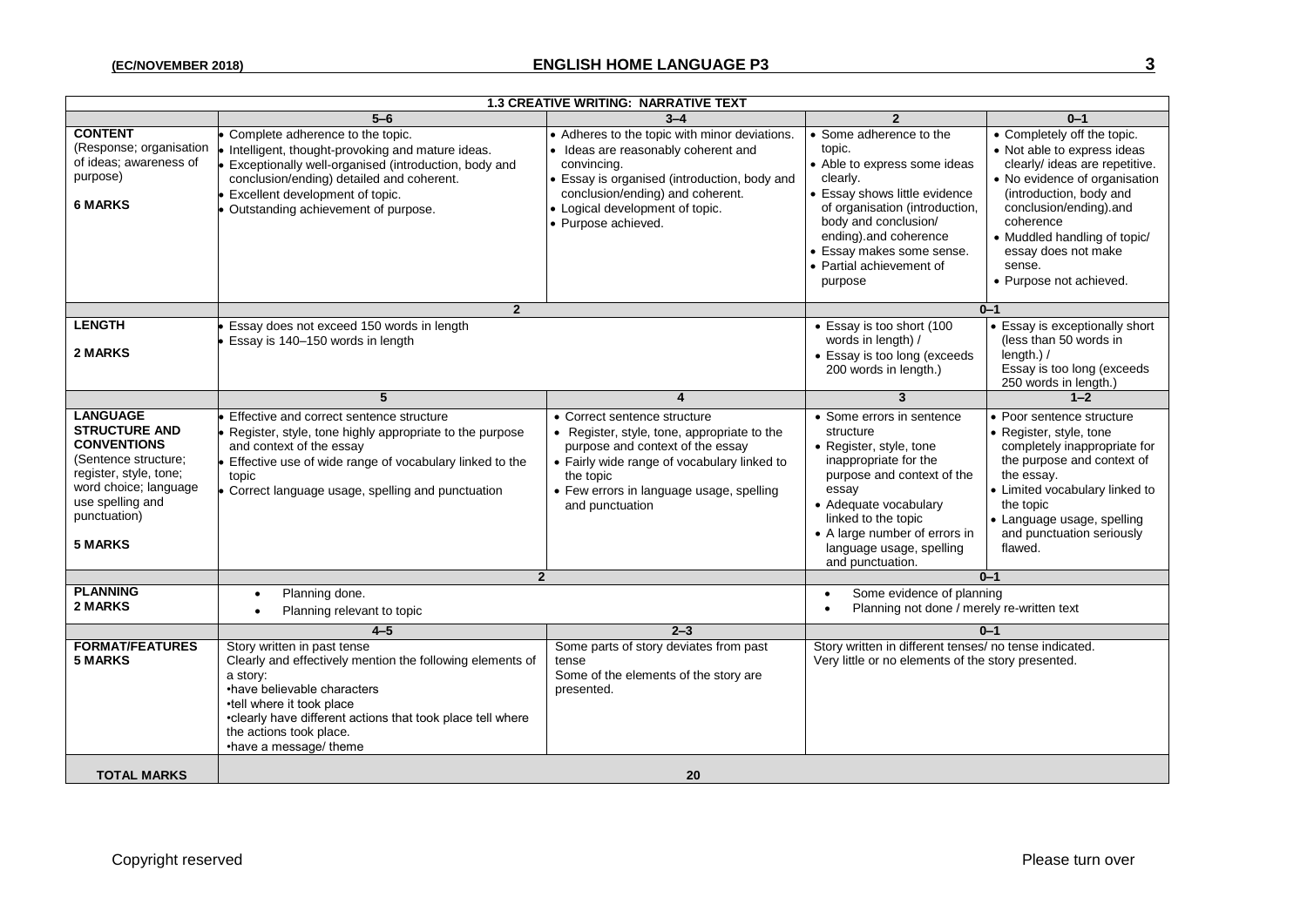| 1.3 CREATIVE WRITING: NARRATIVE TEXT | | | | |
|---|---|---|---|---|
| | **5–6** | **3–4** | **2** | **0–1** |
| **CONTENT** (Response; organisation of ideas; awareness of purpose) **6 MARKS** | • Complete adherence to the topic.<br>• Intelligent, thought-provoking and mature ideas.<br>• Exceptionally well-organised (introduction, body and conclusion/ending) detailed and coherent.<br>• Excellent development of topic.<br>• Outstanding achievement of purpose. | • Adheres to the topic with minor deviations.<br>• Ideas are reasonably coherent and convincing.<br>• Essay is organised (introduction, body and conclusion/ending) and coherent.<br>• Logical development of topic.<br>• Purpose achieved. | • Some adherence to the topic.<br>• Able to express some ideas clearly.<br>• Essay shows little evidence of organisation (introduction, body and conclusion/ ending).and coherence<br>• Essay makes some sense.<br>• Partial achievement of purpose | • Completely off the topic.<br>• Not able to express ideas clearly/ ideas are repetitive.<br>• No evidence of organisation (introduction, body and conclusion/ending).and coherence<br>• Muddled handling of topic/ essay does not make sense.<br>• Purpose not achieved. |
| | **2** | | **0–1** | |
| **LENGTH** **2 MARKS** | • Essay does not exceed 150 words in length<br>• Essay is 140–150 words in length | | • Essay is too short (100 words in length) /<br>• Essay is too long (exceeds 200 words in length.) | • Essay is exceptionally short (less than 50 words in length.) /<br>Essay is too long (exceeds 250 words in length.) |
| | **5** | **4** | **3** | **1–2** |
| **LANGUAGE STRUCTURE AND CONVENTIONS** (Sentence structure; register, style, tone; word choice; language use spelling and punctuation) **5 MARKS** | • Effective and correct sentence structure<br>• Register, style, tone highly appropriate to the purpose and context of the essay<br>• Effective use of wide range of vocabulary linked to the topic<br>• Correct language usage, spelling and punctuation | • Correct sentence structure<br>• Register, style, tone, appropriate to the purpose and context of the essay<br>• Fairly wide range of vocabulary linked to the topic<br>• Few errors in language usage, spelling and punctuation | • Some errors in sentence structure<br>• Register, style, tone inappropriate for the purpose and context of the essay<br>• Adequate vocabulary linked to the topic<br>• A large number of errors in language usage, spelling and punctuation. | • Poor sentence structure<br>• Register, style, tone completely inappropriate for the purpose and context of the essay.<br>• Limited vocabulary linked to the topic<br>• Language usage, spelling and punctuation seriously flawed. |
| | **2** | | **0–1** | |
| **PLANNING** **2 MARKS** | • Planning done.<br>• Planning relevant to topic | | • Some evidence of planning<br>• Planning not done / merely re-written text | |
| | **4–5** | **2–3** | **0–1** | |
| **FORMAT/FEATURES** **5 MARKS** | Story written in past tense<br>Clearly and effectively mention the following elements of a story:<br>•have believable characters<br>•tell where it took place<br>•clearly have different actions that took place tell where the actions took place.<br>•have a message/ theme | Some parts of story deviates from past tense<br>Some of the elements of the story are presented. | Story written in different tenses/ no tense indicated.<br>Very little or no elements of the story presented. | |
| **TOTAL MARKS** | **20** | | | |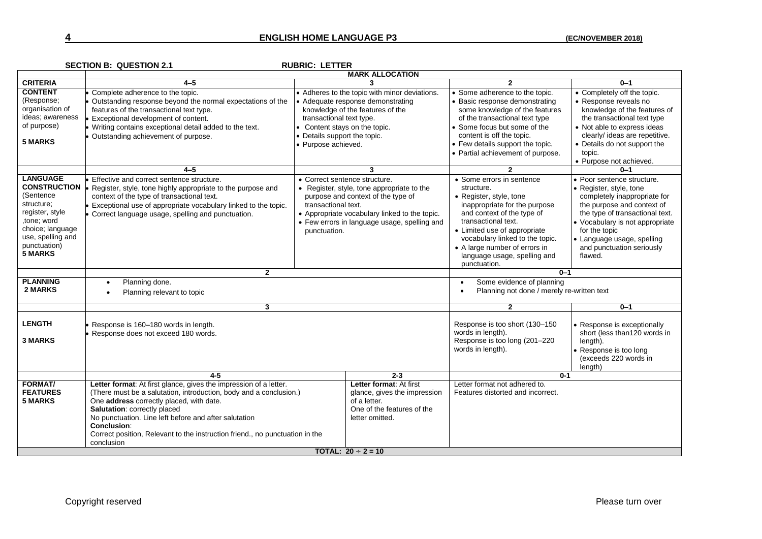**SECTION B: QUESTION 2.1** **RUBRIC: LETTER**

| CRITERIA | MARK ALLOCATION | | | | |
|---|---|---|---|---|---|
| | **4–5** | **3** | | **2** | **0–1** |
| **CONTENT** (Response; organisation of ideas; awareness of purpose) **5 MARKS** | • Complete adherence to the topic. • Outstanding response beyond the normal expectations of the features of the transactional text type. • Exceptional development of content. • Writing contains exceptional detail added to the text. • Outstanding achievement of purpose. | • Adheres to the topic with minor deviations. • Adequate response demonstrating knowledge of the features of the transactional text type. • Content stays on the topic. • Details support the topic. • Purpose achieved. | | • Some adherence to the topic. • Basic response demonstrating some knowledge of the features of the transactional text type • Some focus but some of the content is off the topic. • Few details support the topic. • Partial achievement of purpose. | • Completely off the topic. • Response reveals no knowledge of the features of the transactional text type • Not able to express ideas clearly/ ideas are repetitive. • Details do not support the topic. • Purpose not achieved. |
| | **4–5** | **3** | | **2** | **0–1** |
| **LANGUAGE CONSTRUCTION** (Sentence structure; register, style ,tone; word choice; language use, spelling and punctuation) **5 MARKS** | • Effective and correct sentence structure. • Register, style, tone highly appropriate to the purpose and context of the type of transactional text. • Exceptional use of appropriate vocabulary linked to the topic. • Correct language usage, spelling and punctuation. | • Correct sentence structure. • Register, style, tone appropriate to the purpose and context of the type of transactional text. • Appropriate vocabulary linked to the topic. • Few errors in language usage, spelling and punctuation. | | • Some errors in sentence structure. • Register, style, tone inappropriate for the purpose and context of the type of transactional text. • Limited use of appropriate vocabulary linked to the topic. • A large number of errors in language usage, spelling and punctuation. | • Poor sentence structure. • Register, style, tone completely inappropriate for the purpose and context of the type of transactional text. • Vocabulary is not appropriate for the topic • Language usage, spelling and punctuation seriously flawed. |
| | **2** | | | **0–1** | |
| **PLANNING 2 MARKS** | • Planning done. • Planning relevant to topic | | | • Some evidence of planning • Planning not done / merely re-written text | |
| | **3** | | | **2** | **0–1** |
| **LENGTH 3 MARKS** | • Response is 160–180 words in length. • Response does not exceed 180 words. | | | Response is too short (130–150 words in length). Response is too long (201–220 words in length). | • Response is exceptionally short (less than120 words in length). • Response is too long (exceeds 220 words in length) |
| | **4-5** | | **2-3** | **0-1** | |
| **FORMAT/ FEATURES 5 MARKS** | **Letter format**: At first glance, gives the impression of a letter. (There must be a salutation, introduction, body and a conclusion.) One **address** correctly placed, with date. **Salutation**: correctly placed No punctuation. Line left before and after salutation **Conclusion**: Correct position, Relevant to the instruction friend., no punctuation in the conclusion | | **Letter format**: At first glance, gives the impression of a letter. One of the features of the letter omitted. | Letter format not adhered to. Features distorted and incorrect. | |
| **TOTAL: 20 ÷ 2 = 10** | | | | | |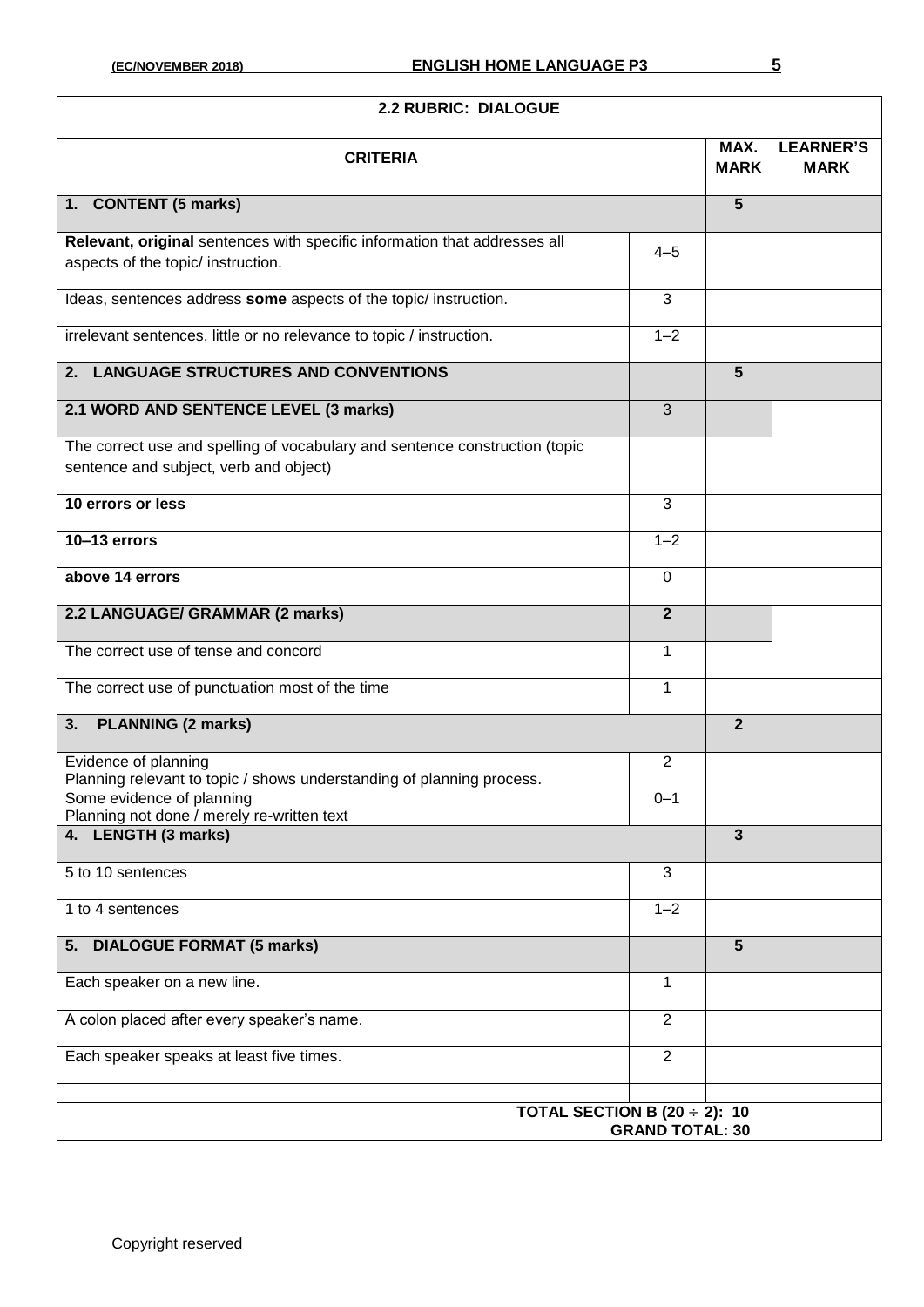| 2.2 RUBRIC: DIALOGUE | | | |
|---|---|---|---|
| **CRITERIA** | | **MAX. MARK** | **LEARNER'S MARK** |
| **1. CONTENT (5 marks)** | | **5** | |
| **Relevant, original** sentences with specific information that addresses all aspects of the topic/ instruction. | 4–5 | | |
| Ideas, sentences address **some** aspects of the topic/ instruction. | 3 | | |
| irrelevant sentences, little or no relevance to topic / instruction. | 1–2 | | |
| **2. LANGUAGE STRUCTURES AND CONVENTIONS** | | **5** | |
| **2.1 WORD AND SENTENCE LEVEL (3 marks)** | 3 | | |
| The correct use and spelling of vocabulary and sentence construction (topic sentence and subject, verb and object) | | | |
| **10 errors or less** | 3 | | |
| **10–13 errors** | 1–2 | | |
| **above 14 errors** | 0 | | |
| **2.2 LANGUAGE/ GRAMMAR (2 marks)** | **2** | | |
| The correct use of tense and concord | 1 | | |
| The correct use of punctuation most of the time | 1 | | |
| **3. PLANNING (2 marks)** | | **2** | |
| Evidence of planning<br>Planning relevant to topic / shows understanding of planning process. | 2 | | |
| Some evidence of planning<br>Planning not done / merely re-written text | 0–1 | | |
| **4. LENGTH (3 marks)** | | **3** | |
| 5 to 10 sentences | 3 | | |
| 1 to 4 sentences | 1–2 | | |
| **5. DIALOGUE FORMAT (5 marks)** | | **5** | |
| Each speaker on a new line. | 1 | | |
| A colon placed after every speaker's name. | 2 | | |
| Each speaker speaks at least five times. | 2 | | |
| | | | |
| **TOTAL SECTION B (20 ÷ 2): 10** | | | |
| **GRAND TOTAL: 30** | | | |